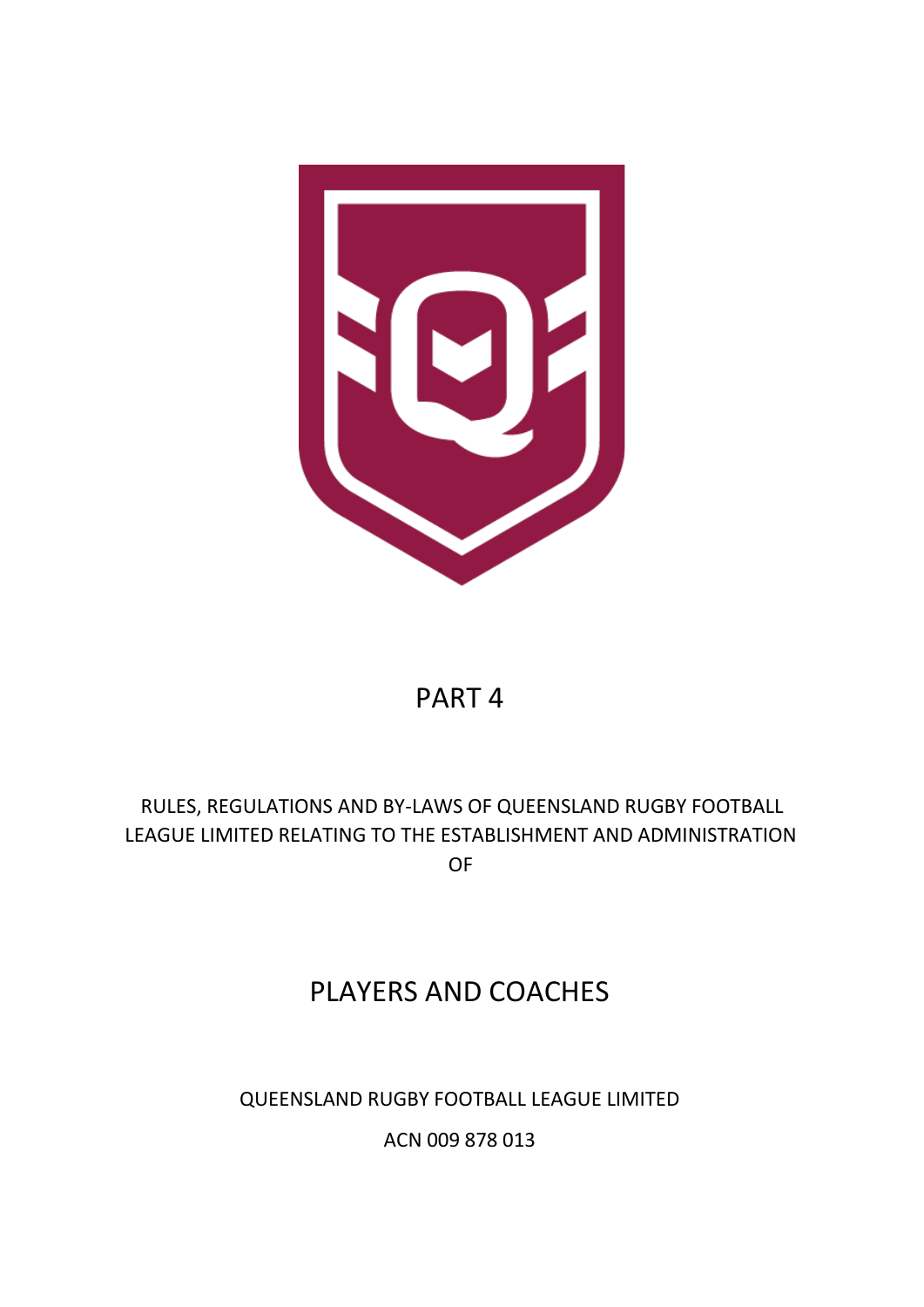# PART 4

RULES, REGULATIONS AND BY-LAWS OF QUEENSLAND RUGBY FOOTBALL LEAGUE LIMITED RELATING TO THE ESTABLISHMENT AND ADMINISTRATION OF

# PLAYERS AND COACHES

QUEENSLAND RUGBY FOOTBALL LEAGUE LIMITED

ACN 009 878 013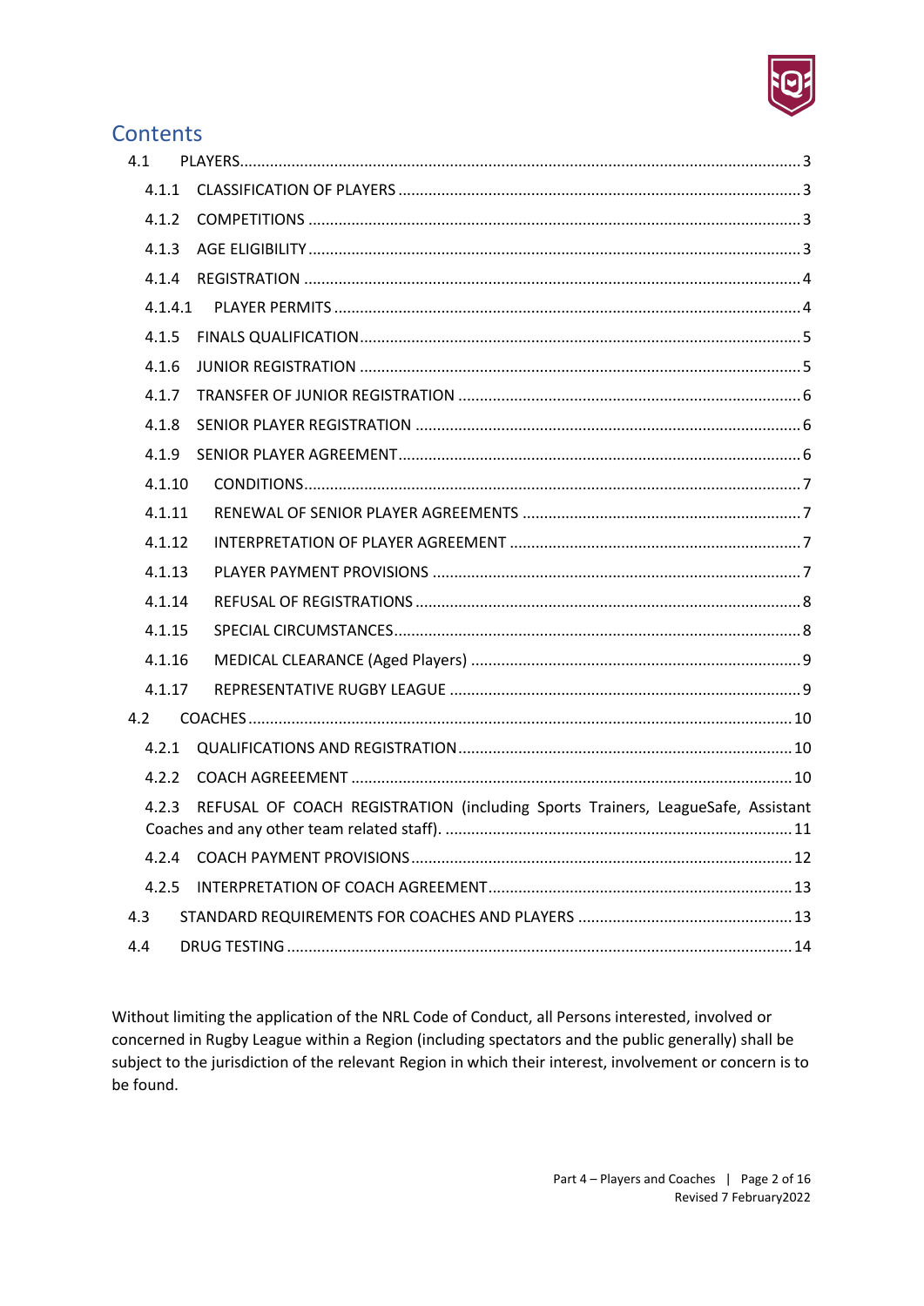# Contents

- 4.1 PLAYERS ..... 3
  - 4.1.1 CLASSIFICATION OF PLAYERS ..... 3
  - 4.1.2 COMPETITIONS ..... 3
  - 4.1.3 AGE ELIGIBILITY ..... 3
  - 4.1.4 REGISTRATION ..... 4
  - 4.1.4.1 PLAYER PERMITS ..... 4
  - 4.1.5 FINALS QUALIFICATION ..... 5
  - 4.1.6 JUNIOR REGISTRATION ..... 5
  - 4.1.7 TRANSFER OF JUNIOR REGISTRATION ..... 6
  - 4.1.8 SENIOR PLAYER REGISTRATION ..... 6
  - 4.1.9 SENIOR PLAYER AGREEMENT ..... 6
  - 4.1.10 CONDITIONS ..... 7
  - 4.1.11 RENEWAL OF SENIOR PLAYER AGREEMENTS ..... 7
  - 4.1.12 INTERPRETATION OF PLAYER AGREEMENT ..... 7
  - 4.1.13 PLAYER PAYMENT PROVISIONS ..... 7
  - 4.1.14 REFUSAL OF REGISTRATIONS ..... 8
  - 4.1.15 SPECIAL CIRCUMSTANCES ..... 8
  - 4.1.16 MEDICAL CLEARANCE (Aged Players) ..... 9
  - 4.1.17 REPRESENTATIVE RUGBY LEAGUE ..... 9
- 4.2 COACHES ..... 10
  - 4.2.1 QUALIFICATIONS AND REGISTRATION ..... 10
  - 4.2.2 COACH AGREEEMENT ..... 10
  - 4.2.3 REFUSAL OF COACH REGISTRATION (including Sports Trainers, LeagueSafe, Assistant Coaches and any other team related staff). ..... 11
  - 4.2.4 COACH PAYMENT PROVISIONS ..... 12
  - 4.2.5 INTERPRETATION OF COACH AGREEMENT ..... 13
- 4.3 STANDARD REQUIREMENTS FOR COACHES AND PLAYERS ..... 13
- 4.4 DRUG TESTING ..... 14

Without limiting the application of the NRL Code of Conduct, all Persons interested, involved or concerned in Rugby League within a Region (including spectators and the public generally) shall be subject to the jurisdiction of the relevant Region in which their interest, involvement or concern is to be found.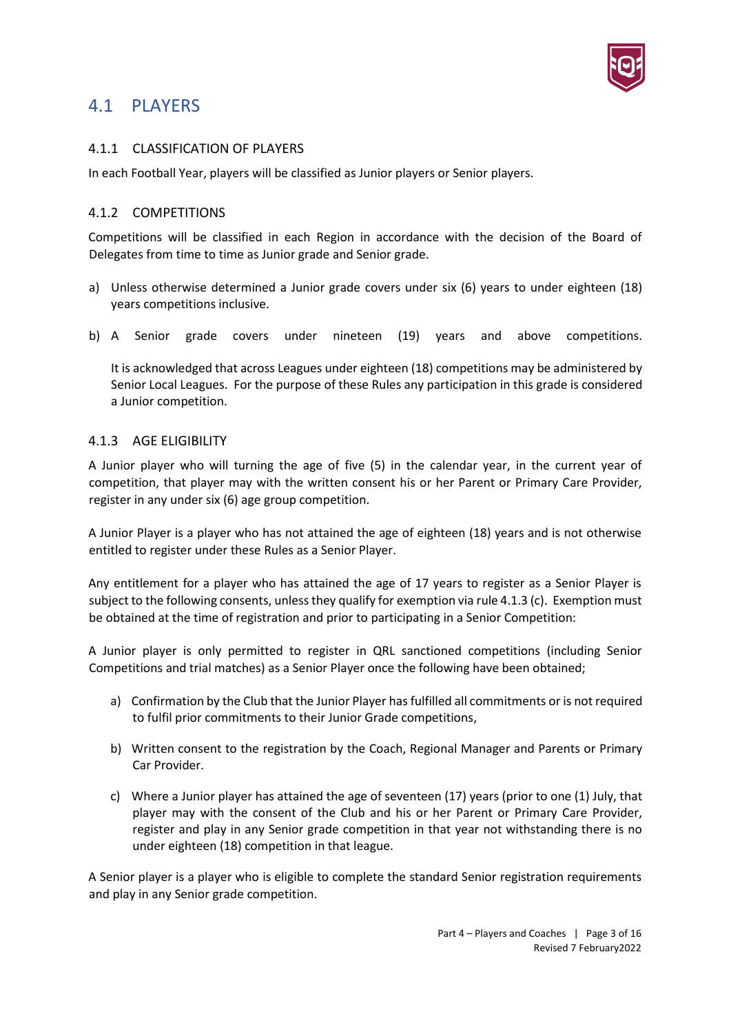## 4.1 PLAYERS

### 4.1.1 CLASSIFICATION OF PLAYERS

In each Football Year, players will be classified as Junior players or Senior players.

### 4.1.2 COMPETITIONS

Competitions will be classified in each Region in accordance with the decision of the Board of Delegates from time to time as Junior grade and Senior grade.

a) Unless otherwise determined a Junior grade covers under six (6) years to under eighteen (18) years competitions inclusive.

b) A Senior grade covers under nineteen (19) years and above competitions.

   It is acknowledged that across Leagues under eighteen (18) competitions may be administered by Senior Local Leagues. For the purpose of these Rules any participation in this grade is considered a Junior competition.

### 4.1.3 AGE ELIGIBILITY

A Junior player who will turning the age of five (5) in the calendar year, in the current year of competition, that player may with the written consent his or her Parent or Primary Care Provider, register in any under six (6) age group competition.

A Junior Player is a player who has not attained the age of eighteen (18) years and is not otherwise entitled to register under these Rules as a Senior Player.

Any entitlement for a player who has attained the age of 17 years to register as a Senior Player is subject to the following consents, unless they qualify for exemption via rule 4.1.3 (c). Exemption must be obtained at the time of registration and prior to participating in a Senior Competition:

A Junior player is only permitted to register in QRL sanctioned competitions (including Senior Competitions and trial matches) as a Senior Player once the following have been obtained;

a) Confirmation by the Club that the Junior Player has fulfilled all commitments or is not required to fulfil prior commitments to their Junior Grade competitions,

b) Written consent to the registration by the Coach, Regional Manager and Parents or Primary Car Provider.

c) Where a Junior player has attained the age of seventeen (17) years (prior to one (1) July, that player may with the consent of the Club and his or her Parent or Primary Care Provider, register and play in any Senior grade competition in that year not withstanding there is no under eighteen (18) competition in that league.

A Senior player is a player who is eligible to complete the standard Senior registration requirements and play in any Senior grade competition.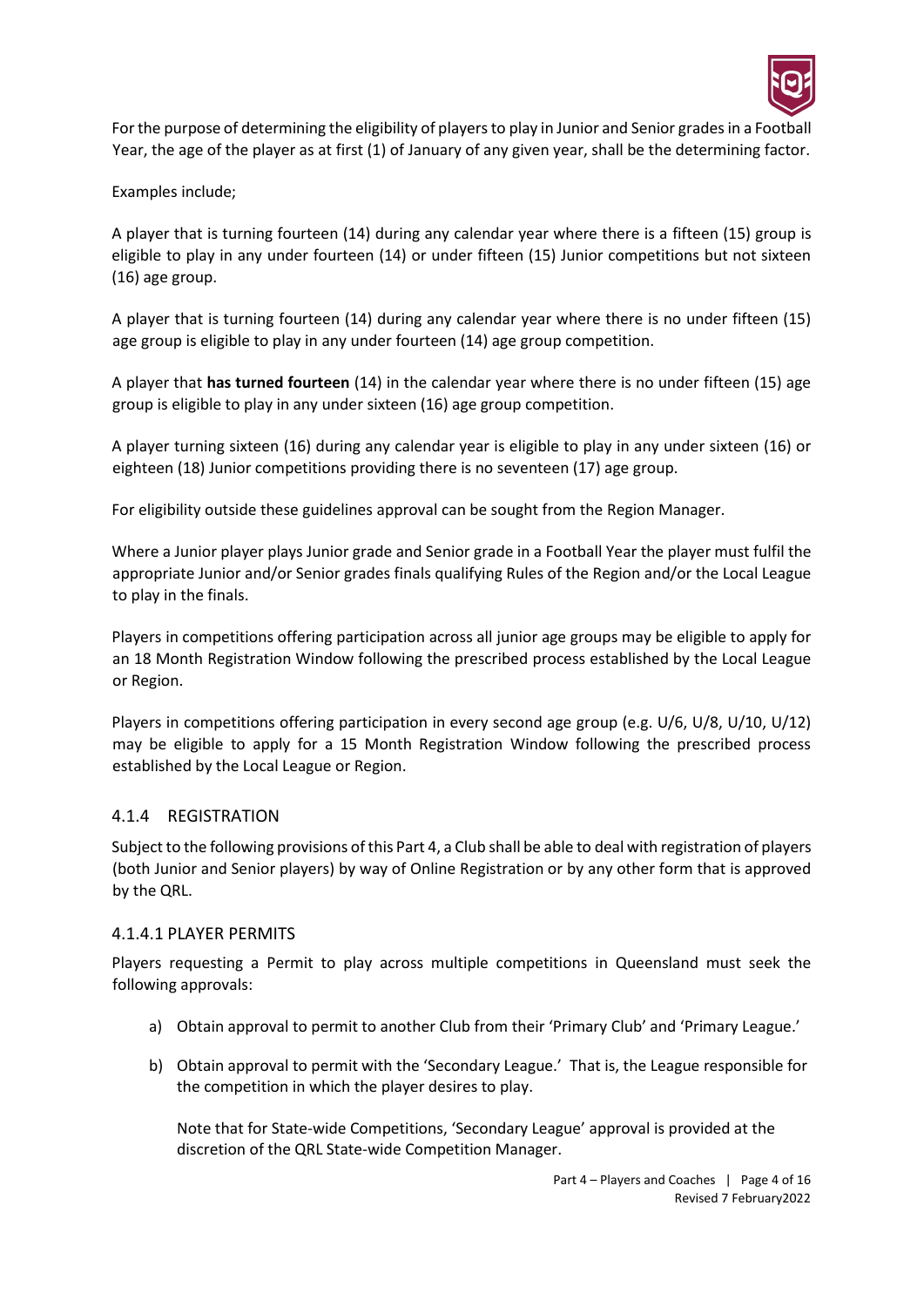For the purpose of determining the eligibility of players to play in Junior and Senior grades in a Football Year, the age of the player as at first (1) of January of any given year, shall be the determining factor.

Examples include;

A player that is turning fourteen (14) during any calendar year where there is a fifteen (15) group is eligible to play in any under fourteen (14) or under fifteen (15) Junior competitions but not sixteen (16) age group.

A player that is turning fourteen (14) during any calendar year where there is no under fifteen (15) age group is eligible to play in any under fourteen (14) age group competition.

A player that **has turned fourteen** (14) in the calendar year where there is no under fifteen (15) age group is eligible to play in any under sixteen (16) age group competition.

A player turning sixteen (16) during any calendar year is eligible to play in any under sixteen (16) or eighteen (18) Junior competitions providing there is no seventeen (17) age group.

For eligibility outside these guidelines approval can be sought from the Region Manager.

Where a Junior player plays Junior grade and Senior grade in a Football Year the player must fulfil the appropriate Junior and/or Senior grades finals qualifying Rules of the Region and/or the Local League to play in the finals.

Players in competitions offering participation across all junior age groups may be eligible to apply for an 18 Month Registration Window following the prescribed process established by the Local League or Region.

Players in competitions offering participation in every second age group (e.g. U/6, U/8, U/10, U/12) may be eligible to apply for a 15 Month Registration Window following the prescribed process established by the Local League or Region.

### 4.1.4 REGISTRATION

Subject to the following provisions of this Part 4, a Club shall be able to deal with registration of players (both Junior and Senior players) by way of Online Registration or by any other form that is approved by the QRL.

#### 4.1.4.1 PLAYER PERMITS

Players requesting a Permit to play across multiple competitions in Queensland must seek the following approvals:

a) Obtain approval to permit to another Club from their 'Primary Club' and 'Primary League.'

b) Obtain approval to permit with the 'Secondary League.' That is, the League responsible for the competition in which the player desires to play.

   Note that for State-wide Competitions, 'Secondary League' approval is provided at the discretion of the QRL State-wide Competition Manager.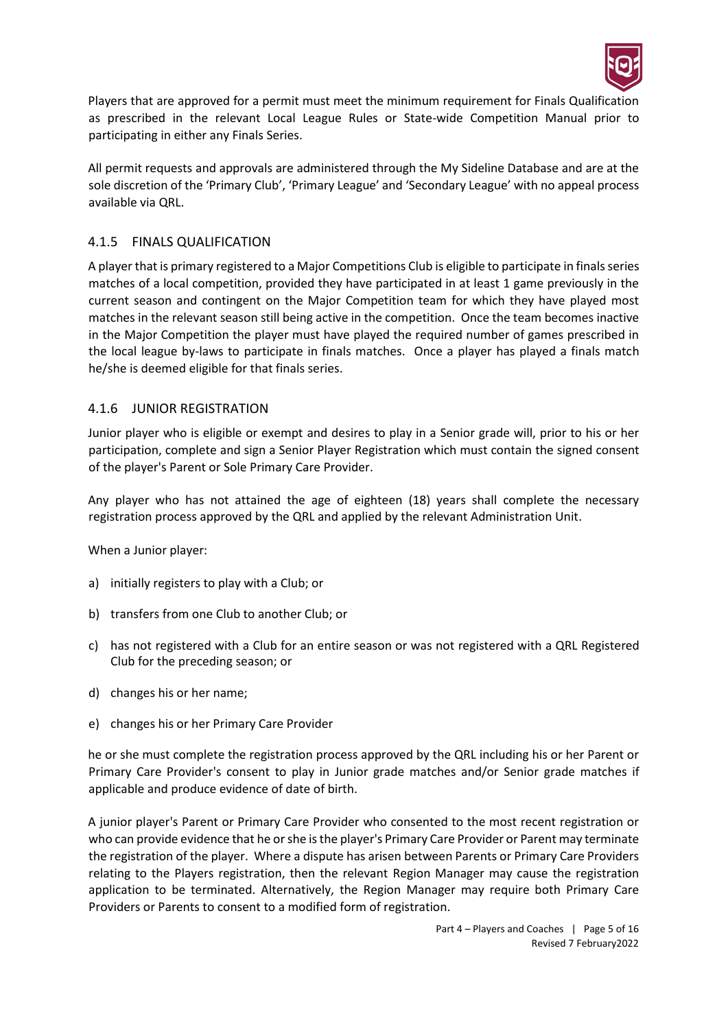Players that are approved for a permit must meet the minimum requirement for Finals Qualification as prescribed in the relevant Local League Rules or State-wide Competition Manual prior to participating in either any Finals Series.

All permit requests and approvals are administered through the My Sideline Database and are at the sole discretion of the 'Primary Club', 'Primary League' and 'Secondary League' with no appeal process available via QRL.

### 4.1.5 FINALS QUALIFICATION

A player that is primary registered to a Major Competitions Club is eligible to participate in finals series matches of a local competition, provided they have participated in at least 1 game previously in the current season and contingent on the Major Competition team for which they have played most matches in the relevant season still being active in the competition. Once the team becomes inactive in the Major Competition the player must have played the required number of games prescribed in the local league by-laws to participate in finals matches. Once a player has played a finals match he/she is deemed eligible for that finals series.

### 4.1.6 JUNIOR REGISTRATION

Junior player who is eligible or exempt and desires to play in a Senior grade will, prior to his or her participation, complete and sign a Senior Player Registration which must contain the signed consent of the player's Parent or Sole Primary Care Provider.

Any player who has not attained the age of eighteen (18) years shall complete the necessary registration process approved by the QRL and applied by the relevant Administration Unit.

When a Junior player:

a) initially registers to play with a Club; or

b) transfers from one Club to another Club; or

c) has not registered with a Club for an entire season or was not registered with a QRL Registered Club for the preceding season; or

d) changes his or her name;

e) changes his or her Primary Care Provider

he or she must complete the registration process approved by the QRL including his or her Parent or Primary Care Provider's consent to play in Junior grade matches and/or Senior grade matches if applicable and produce evidence of date of birth.

A junior player's Parent or Primary Care Provider who consented to the most recent registration or who can provide evidence that he or she is the player's Primary Care Provider or Parent may terminate the registration of the player. Where a dispute has arisen between Parents or Primary Care Providers relating to the Players registration, then the relevant Region Manager may cause the registration application to be terminated. Alternatively, the Region Manager may require both Primary Care Providers or Parents to consent to a modified form of registration.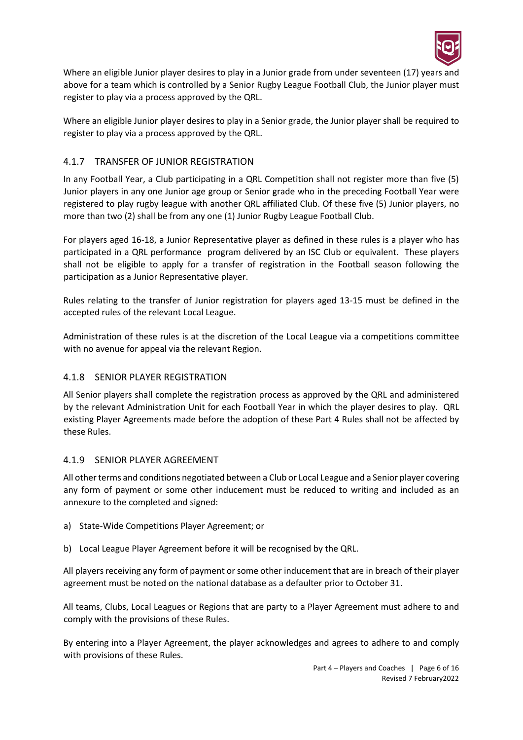Where an eligible Junior player desires to play in a Junior grade from under seventeen (17) years and above for a team which is controlled by a Senior Rugby League Football Club, the Junior player must register to play via a process approved by the QRL.

Where an eligible Junior player desires to play in a Senior grade, the Junior player shall be required to register to play via a process approved by the QRL.

### 4.1.7 TRANSFER OF JUNIOR REGISTRATION

In any Football Year, a Club participating in a QRL Competition shall not register more than five (5) Junior players in any one Junior age group or Senior grade who in the preceding Football Year were registered to play rugby league with another QRL affiliated Club. Of these five (5) Junior players, no more than two (2) shall be from any one (1) Junior Rugby League Football Club.

For players aged 16-18, a Junior Representative player as defined in these rules is a player who has participated in a QRL performance program delivered by an ISC Club or equivalent. These players shall not be eligible to apply for a transfer of registration in the Football season following the participation as a Junior Representative player.

Rules relating to the transfer of Junior registration for players aged 13-15 must be defined in the accepted rules of the relevant Local League.

Administration of these rules is at the discretion of the Local League via a competitions committee with no avenue for appeal via the relevant Region.

### 4.1.8 SENIOR PLAYER REGISTRATION

All Senior players shall complete the registration process as approved by the QRL and administered by the relevant Administration Unit for each Football Year in which the player desires to play. QRL existing Player Agreements made before the adoption of these Part 4 Rules shall not be affected by these Rules.

### 4.1.9 SENIOR PLAYER AGREEMENT

All other terms and conditions negotiated between a Club or Local League and a Senior player covering any form of payment or some other inducement must be reduced to writing and included as an annexure to the completed and signed:

a) State-Wide Competitions Player Agreement; or

b) Local League Player Agreement before it will be recognised by the QRL.

All players receiving any form of payment or some other inducement that are in breach of their player agreement must be noted on the national database as a defaulter prior to October 31.

All teams, Clubs, Local Leagues or Regions that are party to a Player Agreement must adhere to and comply with the provisions of these Rules.

By entering into a Player Agreement, the player acknowledges and agrees to adhere to and comply with provisions of these Rules.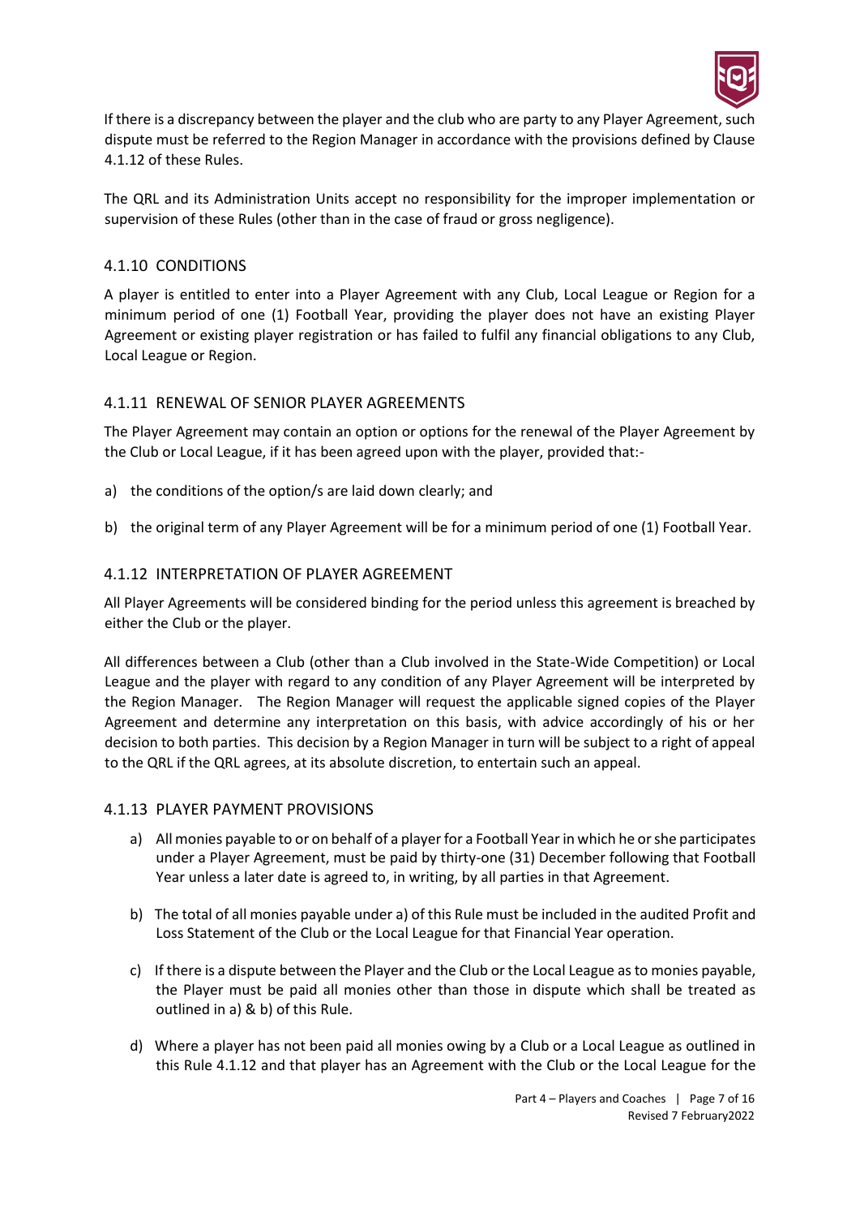If there is a discrepancy between the player and the club who are party to any Player Agreement, such dispute must be referred to the Region Manager in accordance with the provisions defined by Clause 4.1.12 of these Rules.

The QRL and its Administration Units accept no responsibility for the improper implementation or supervision of these Rules (other than in the case of fraud or gross negligence).

### 4.1.10 CONDITIONS

A player is entitled to enter into a Player Agreement with any Club, Local League or Region for a minimum period of one (1) Football Year, providing the player does not have an existing Player Agreement or existing player registration or has failed to fulfil any financial obligations to any Club, Local League or Region.

### 4.1.11 RENEWAL OF SENIOR PLAYER AGREEMENTS

The Player Agreement may contain an option or options for the renewal of the Player Agreement by the Club or Local League, if it has been agreed upon with the player, provided that:-

a) the conditions of the option/s are laid down clearly; and

b) the original term of any Player Agreement will be for a minimum period of one (1) Football Year.

### 4.1.12 INTERPRETATION OF PLAYER AGREEMENT

All Player Agreements will be considered binding for the period unless this agreement is breached by either the Club or the player.

All differences between a Club (other than a Club involved in the State-Wide Competition) or Local League and the player with regard to any condition of any Player Agreement will be interpreted by the Region Manager. The Region Manager will request the applicable signed copies of the Player Agreement and determine any interpretation on this basis, with advice accordingly of his or her decision to both parties. This decision by a Region Manager in turn will be subject to a right of appeal to the QRL if the QRL agrees, at its absolute discretion, to entertain such an appeal.

### 4.1.13 PLAYER PAYMENT PROVISIONS

a) All monies payable to or on behalf of a player for a Football Year in which he or she participates under a Player Agreement, must be paid by thirty-one (31) December following that Football Year unless a later date is agreed to, in writing, by all parties in that Agreement.

b) The total of all monies payable under a) of this Rule must be included in the audited Profit and Loss Statement of the Club or the Local League for that Financial Year operation.

c) If there is a dispute between the Player and the Club or the Local League as to monies payable, the Player must be paid all monies other than those in dispute which shall be treated as outlined in a) & b) of this Rule.

d) Where a player has not been paid all monies owing by a Club or a Local League as outlined in this Rule 4.1.12 and that player has an Agreement with the Club or the Local League for the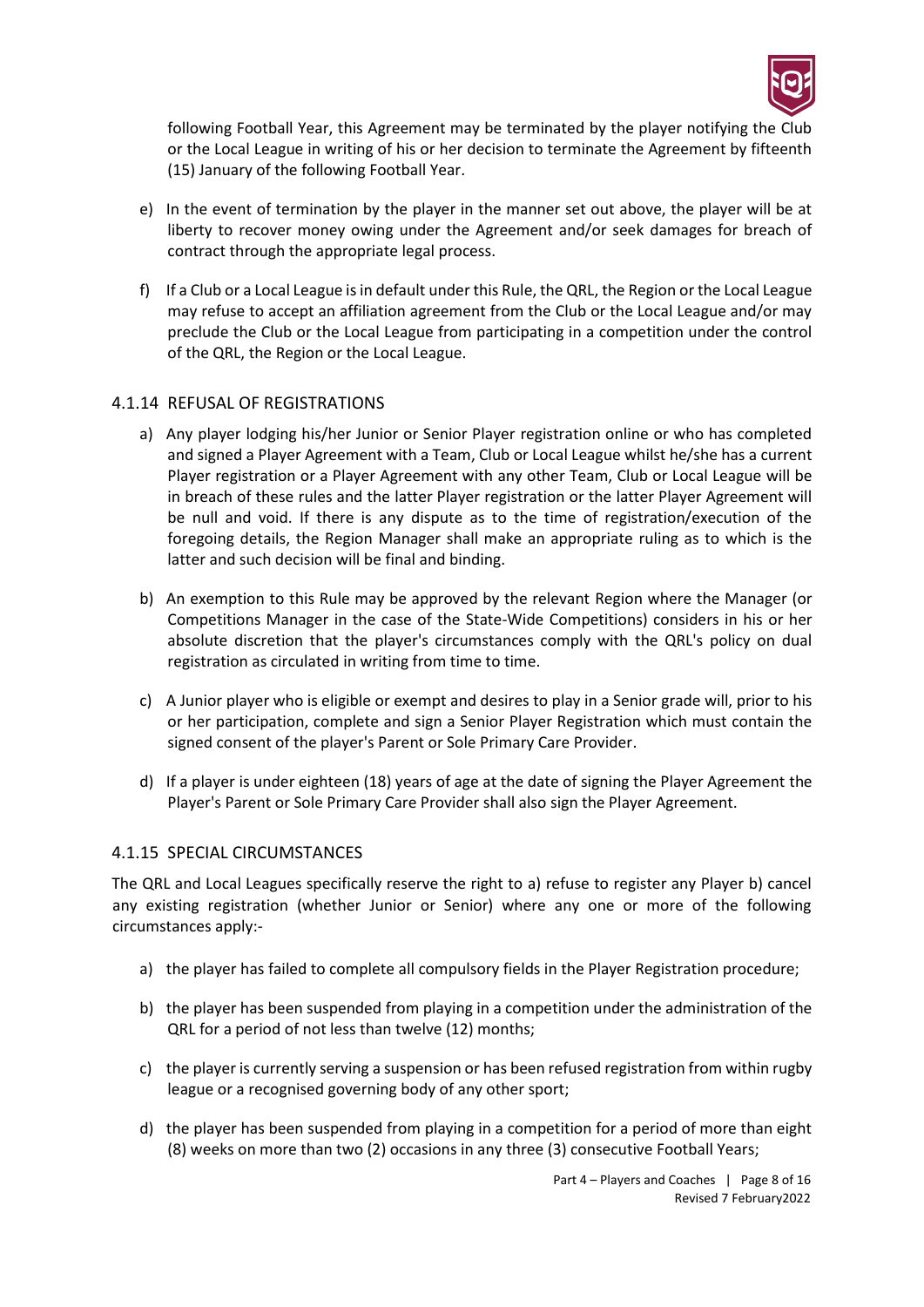following Football Year, this Agreement may be terminated by the player notifying the Club or the Local League in writing of his or her decision to terminate the Agreement by fifteenth (15) January of the following Football Year.

e) In the event of termination by the player in the manner set out above, the player will be at liberty to recover money owing under the Agreement and/or seek damages for breach of contract through the appropriate legal process.

f) If a Club or a Local League is in default under this Rule, the QRL, the Region or the Local League may refuse to accept an affiliation agreement from the Club or the Local League and/or may preclude the Club or the Local League from participating in a competition under the control of the QRL, the Region or the Local League.

### 4.1.14 REFUSAL OF REGISTRATIONS

a) Any player lodging his/her Junior or Senior Player registration online or who has completed and signed a Player Agreement with a Team, Club or Local League whilst he/she has a current Player registration or a Player Agreement with any other Team, Club or Local League will be in breach of these rules and the latter Player registration or the latter Player Agreement will be null and void. If there is any dispute as to the time of registration/execution of the foregoing details, the Region Manager shall make an appropriate ruling as to which is the latter and such decision will be final and binding.

b) An exemption to this Rule may be approved by the relevant Region where the Manager (or Competitions Manager in the case of the State-Wide Competitions) considers in his or her absolute discretion that the player's circumstances comply with the QRL's policy on dual registration as circulated in writing from time to time.

c) A Junior player who is eligible or exempt and desires to play in a Senior grade will, prior to his or her participation, complete and sign a Senior Player Registration which must contain the signed consent of the player's Parent or Sole Primary Care Provider.

d) If a player is under eighteen (18) years of age at the date of signing the Player Agreement the Player's Parent or Sole Primary Care Provider shall also sign the Player Agreement.

### 4.1.15 SPECIAL CIRCUMSTANCES

The QRL and Local Leagues specifically reserve the right to a) refuse to register any Player b) cancel any existing registration (whether Junior or Senior) where any one or more of the following circumstances apply:-

a) the player has failed to complete all compulsory fields in the Player Registration procedure;

b) the player has been suspended from playing in a competition under the administration of the QRL for a period of not less than twelve (12) months;

c) the player is currently serving a suspension or has been refused registration from within rugby league or a recognised governing body of any other sport;

d) the player has been suspended from playing in a competition for a period of more than eight (8) weeks on more than two (2) occasions in any three (3) consecutive Football Years;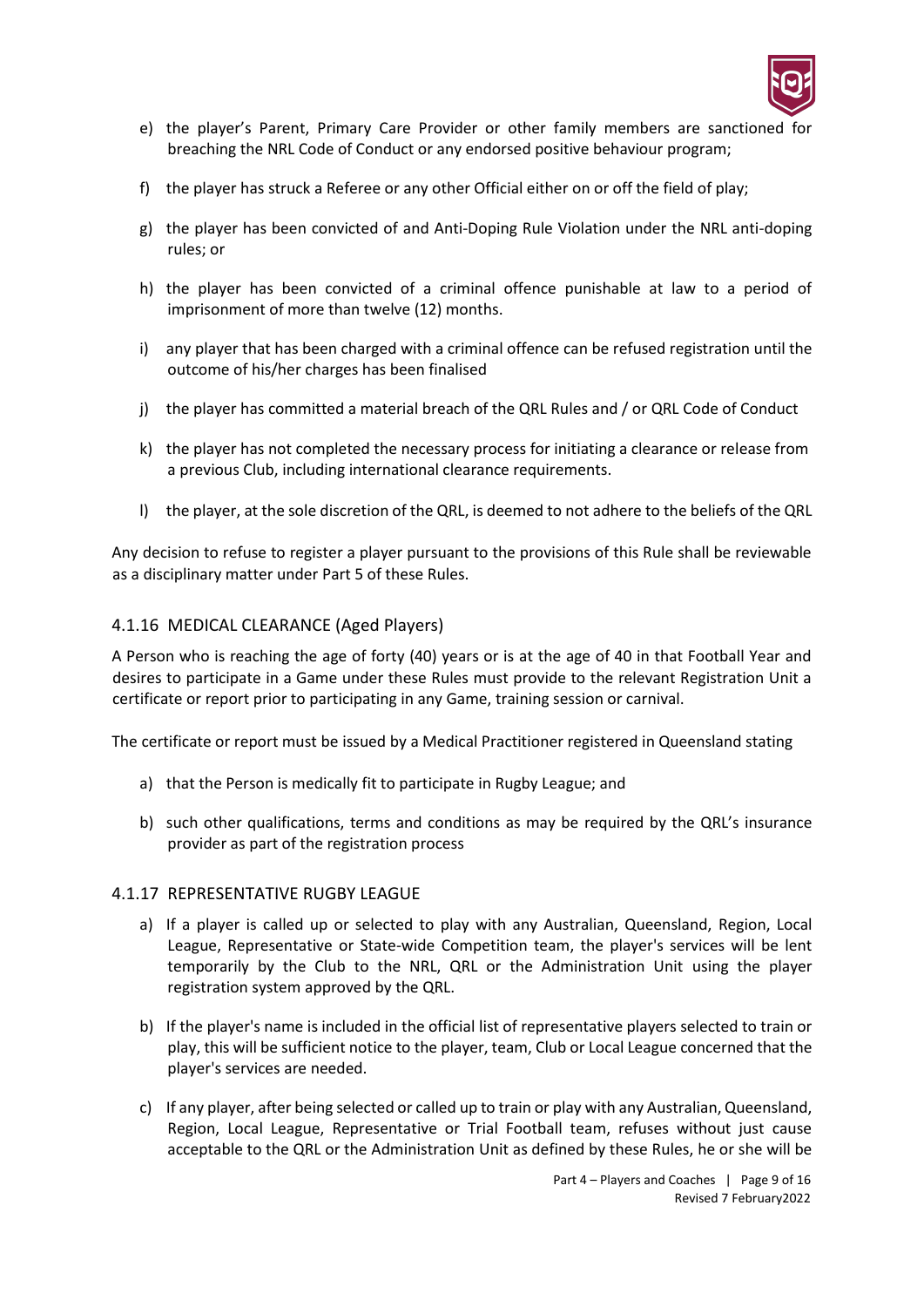e) the player's Parent, Primary Care Provider or other family members are sanctioned for breaching the NRL Code of Conduct or any endorsed positive behaviour program;

f) the player has struck a Referee or any other Official either on or off the field of play;

g) the player has been convicted of and Anti-Doping Rule Violation under the NRL anti-doping rules; or

h) the player has been convicted of a criminal offence punishable at law to a period of imprisonment of more than twelve (12) months.

i) any player that has been charged with a criminal offence can be refused registration until the outcome of his/her charges has been finalised

j) the player has committed a material breach of the QRL Rules and / or QRL Code of Conduct

k) the player has not completed the necessary process for initiating a clearance or release from a previous Club, including international clearance requirements.

l) the player, at the sole discretion of the QRL, is deemed to not adhere to the beliefs of the QRL

Any decision to refuse to register a player pursuant to the provisions of this Rule shall be reviewable as a disciplinary matter under Part 5 of these Rules.

### 4.1.16 MEDICAL CLEARANCE (Aged Players)

A Person who is reaching the age of forty (40) years or is at the age of 40 in that Football Year and desires to participate in a Game under these Rules must provide to the relevant Registration Unit a certificate or report prior to participating in any Game, training session or carnival.

The certificate or report must be issued by a Medical Practitioner registered in Queensland stating

a) that the Person is medically fit to participate in Rugby League; and

b) such other qualifications, terms and conditions as may be required by the QRL's insurance provider as part of the registration process

### 4.1.17 REPRESENTATIVE RUGBY LEAGUE

a) If a player is called up or selected to play with any Australian, Queensland, Region, Local League, Representative or State-wide Competition team, the player's services will be lent temporarily by the Club to the NRL, QRL or the Administration Unit using the player registration system approved by the QRL.

b) If the player's name is included in the official list of representative players selected to train or play, this will be sufficient notice to the player, team, Club or Local League concerned that the player's services are needed.

c) If any player, after being selected or called up to train or play with any Australian, Queensland, Region, Local League, Representative or Trial Football team, refuses without just cause acceptable to the QRL or the Administration Unit as defined by these Rules, he or she will be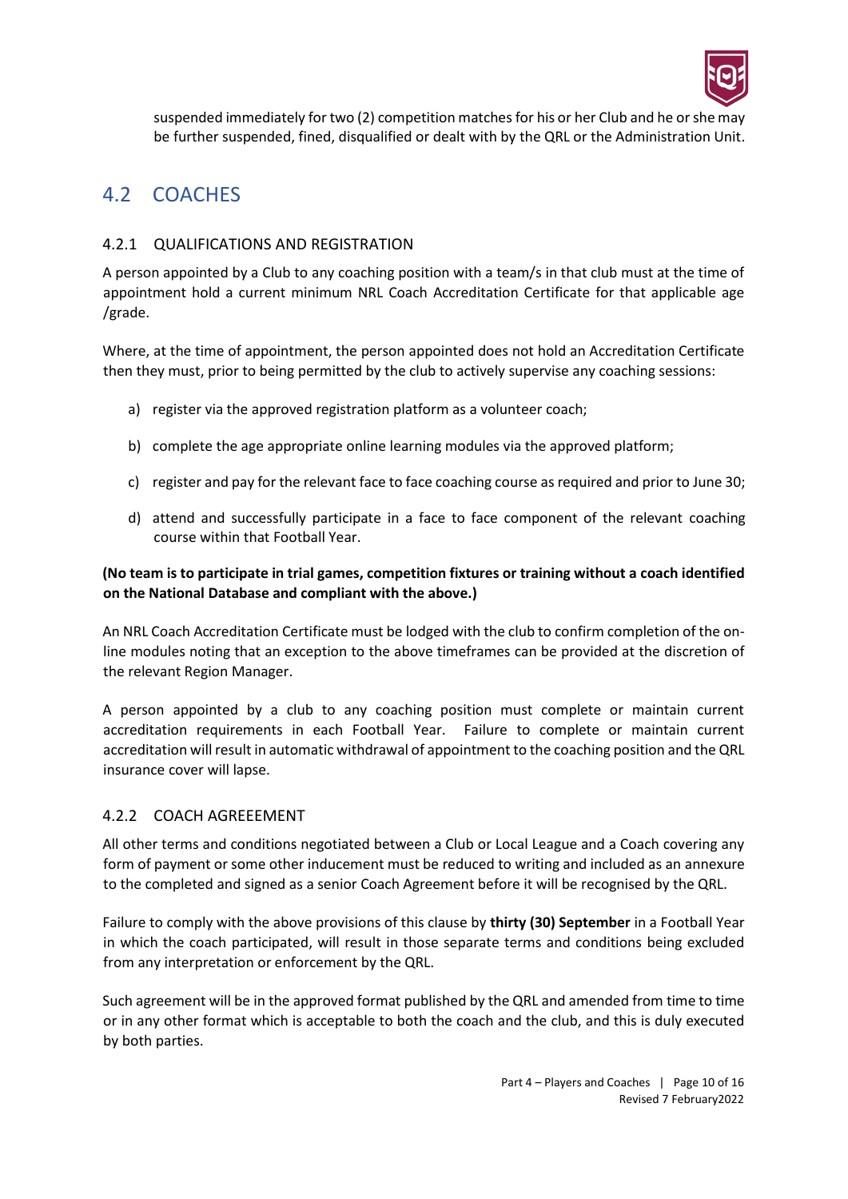suspended immediately for two (2) competition matches for his or her Club and he or she may be further suspended, fined, disqualified or dealt with by the QRL or the Administration Unit.

## 4.2 COACHES

### 4.2.1 QUALIFICATIONS AND REGISTRATION

A person appointed by a Club to any coaching position with a team/s in that club must at the time of appointment hold a current minimum NRL Coach Accreditation Certificate for that applicable age /grade.

Where, at the time of appointment, the person appointed does not hold an Accreditation Certificate then they must, prior to being permitted by the club to actively supervise any coaching sessions:

a) register via the approved registration platform as a volunteer coach;

b) complete the age appropriate online learning modules via the approved platform;

c) register and pay for the relevant face to face coaching course as required and prior to June 30;

d) attend and successfully participate in a face to face component of the relevant coaching course within that Football Year.

**(No team is to participate in trial games, competition fixtures or training without a coach identified on the National Database and compliant with the above.)**

An NRL Coach Accreditation Certificate must be lodged with the club to confirm completion of the on-line modules noting that an exception to the above timeframes can be provided at the discretion of the relevant Region Manager.

A person appointed by a club to any coaching position must complete or maintain current accreditation requirements in each Football Year. Failure to complete or maintain current accreditation will result in automatic withdrawal of appointment to the coaching position and the QRL insurance cover will lapse.

### 4.2.2 COACH AGREEEMENT

All other terms and conditions negotiated between a Club or Local League and a Coach covering any form of payment or some other inducement must be reduced to writing and included as an annexure to the completed and signed as a senior Coach Agreement before it will be recognised by the QRL.

Failure to comply with the above provisions of this clause by **thirty (30) September** in a Football Year in which the coach participated, will result in those separate terms and conditions being excluded from any interpretation or enforcement by the QRL.

Such agreement will be in the approved format published by the QRL and amended from time to time or in any other format which is acceptable to both the coach and the club, and this is duly executed by both parties.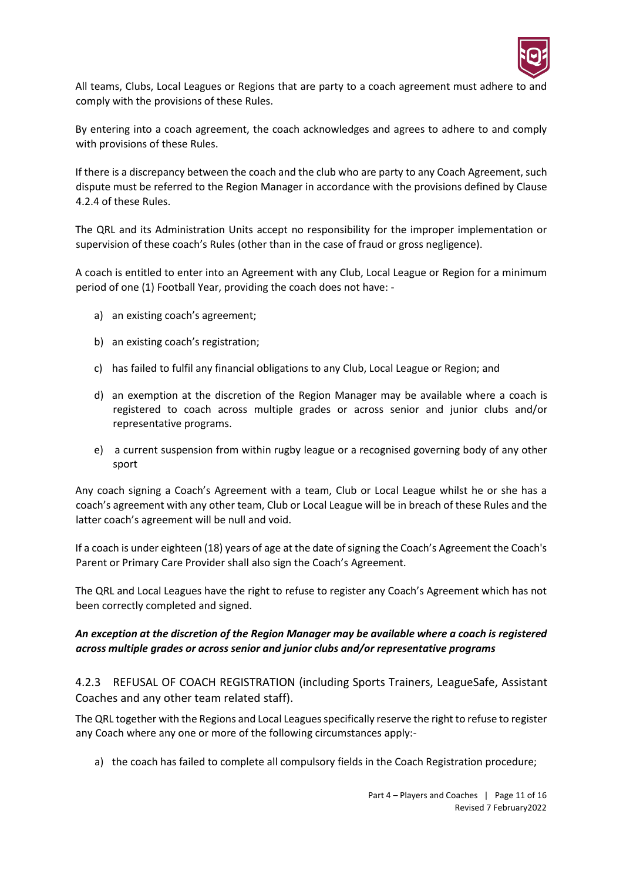All teams, Clubs, Local Leagues or Regions that are party to a coach agreement must adhere to and comply with the provisions of these Rules.

By entering into a coach agreement, the coach acknowledges and agrees to adhere to and comply with provisions of these Rules.

If there is a discrepancy between the coach and the club who are party to any Coach Agreement, such dispute must be referred to the Region Manager in accordance with the provisions defined by Clause 4.2.4 of these Rules.

The QRL and its Administration Units accept no responsibility for the improper implementation or supervision of these coach's Rules (other than in the case of fraud or gross negligence).

A coach is entitled to enter into an Agreement with any Club, Local League or Region for a minimum period of one (1) Football Year, providing the coach does not have: -

a) an existing coach's agreement;

b) an existing coach's registration;

c) has failed to fulfil any financial obligations to any Club, Local League or Region; and

d) an exemption at the discretion of the Region Manager may be available where a coach is registered to coach across multiple grades or across senior and junior clubs and/or representative programs.

e) a current suspension from within rugby league or a recognised governing body of any other sport

Any coach signing a Coach's Agreement with a team, Club or Local League whilst he or she has a coach's agreement with any other team, Club or Local League will be in breach of these Rules and the latter coach's agreement will be null and void.

If a coach is under eighteen (18) years of age at the date of signing the Coach's Agreement the Coach's Parent or Primary Care Provider shall also sign the Coach's Agreement.

The QRL and Local Leagues have the right to refuse to register any Coach's Agreement which has not been correctly completed and signed.

***An exception at the discretion of the Region Manager may be available where a coach is registered across multiple grades or across senior and junior clubs and/or representative programs***

### 4.2.3 REFUSAL OF COACH REGISTRATION (including Sports Trainers, LeagueSafe, Assistant Coaches and any other team related staff).

The QRL together with the Regions and Local Leagues specifically reserve the right to refuse to register any Coach where any one or more of the following circumstances apply:-

a) the coach has failed to complete all compulsory fields in the Coach Registration procedure;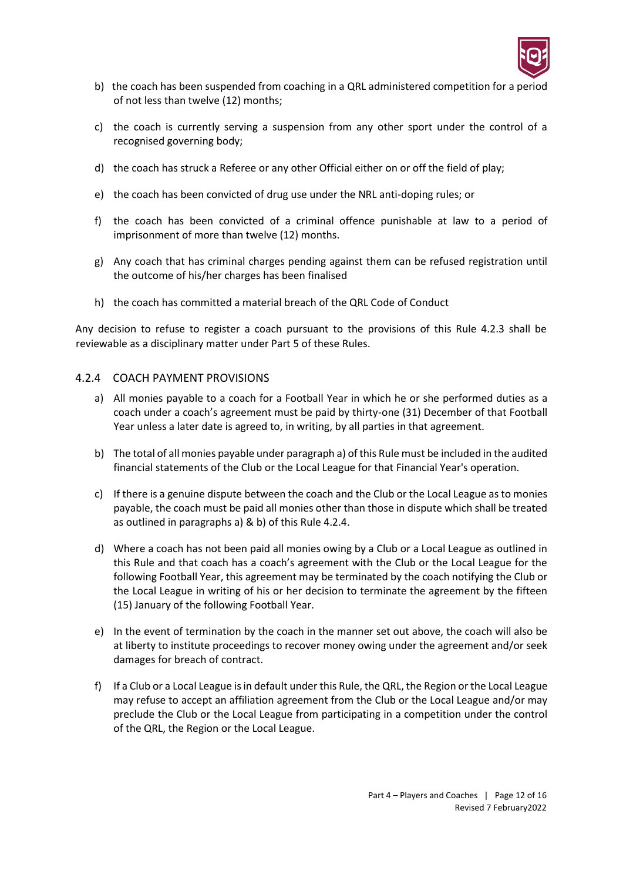b) the coach has been suspended from coaching in a QRL administered competition for a period of not less than twelve (12) months;

c) the coach is currently serving a suspension from any other sport under the control of a recognised governing body;

d) the coach has struck a Referee or any other Official either on or off the field of play;

e) the coach has been convicted of drug use under the NRL anti-doping rules; or

f) the coach has been convicted of a criminal offence punishable at law to a period of imprisonment of more than twelve (12) months.

g) Any coach that has criminal charges pending against them can be refused registration until the outcome of his/her charges has been finalised

h) the coach has committed a material breach of the QRL Code of Conduct

Any decision to refuse to register a coach pursuant to the provisions of this Rule 4.2.3 shall be reviewable as a disciplinary matter under Part 5 of these Rules.

### 4.2.4 COACH PAYMENT PROVISIONS

a) All monies payable to a coach for a Football Year in which he or she performed duties as a coach under a coach's agreement must be paid by thirty-one (31) December of that Football Year unless a later date is agreed to, in writing, by all parties in that agreement.

b) The total of all monies payable under paragraph a) of this Rule must be included in the audited financial statements of the Club or the Local League for that Financial Year's operation.

c) If there is a genuine dispute between the coach and the Club or the Local League as to monies payable, the coach must be paid all monies other than those in dispute which shall be treated as outlined in paragraphs a) & b) of this Rule 4.2.4.

d) Where a coach has not been paid all monies owing by a Club or a Local League as outlined in this Rule and that coach has a coach's agreement with the Club or the Local League for the following Football Year, this agreement may be terminated by the coach notifying the Club or the Local League in writing of his or her decision to terminate the agreement by the fifteen (15) January of the following Football Year.

e) In the event of termination by the coach in the manner set out above, the coach will also be at liberty to institute proceedings to recover money owing under the agreement and/or seek damages for breach of contract.

f) If a Club or a Local League is in default under this Rule, the QRL, the Region or the Local League may refuse to accept an affiliation agreement from the Club or the Local League and/or may preclude the Club or the Local League from participating in a competition under the control of the QRL, the Region or the Local League.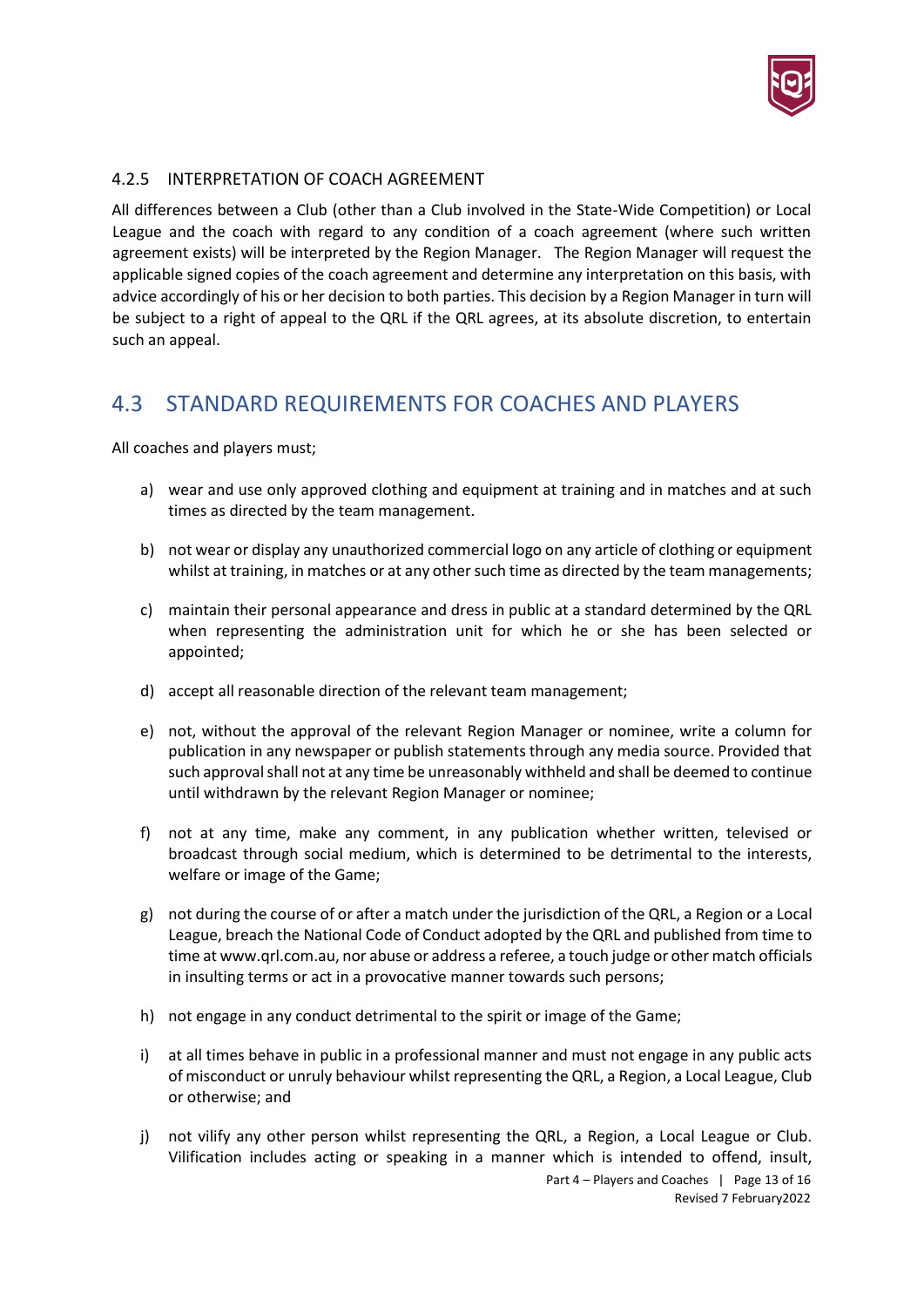#### 4.2.5 INTERPRETATION OF COACH AGREEMENT

All differences between a Club (other than a Club involved in the State-Wide Competition) or Local League and the coach with regard to any condition of a coach agreement (where such written agreement exists) will be interpreted by the Region Manager. The Region Manager will request the applicable signed copies of the coach agreement and determine any interpretation on this basis, with advice accordingly of his or her decision to both parties. This decision by a Region Manager in turn will be subject to a right of appeal to the QRL if the QRL agrees, at its absolute discretion, to entertain such an appeal.

## 4.3 STANDARD REQUIREMENTS FOR COACHES AND PLAYERS

All coaches and players must;

a) wear and use only approved clothing and equipment at training and in matches and at such times as directed by the team management.

b) not wear or display any unauthorized commercial logo on any article of clothing or equipment whilst at training, in matches or at any other such time as directed by the team managements;

c) maintain their personal appearance and dress in public at a standard determined by the QRL when representing the administration unit for which he or she has been selected or appointed;

d) accept all reasonable direction of the relevant team management;

e) not, without the approval of the relevant Region Manager or nominee, write a column for publication in any newspaper or publish statements through any media source. Provided that such approval shall not at any time be unreasonably withheld and shall be deemed to continue until withdrawn by the relevant Region Manager or nominee;

f) not at any time, make any comment, in any publication whether written, televised or broadcast through social medium, which is determined to be detrimental to the interests, welfare or image of the Game;

g) not during the course of or after a match under the jurisdiction of the QRL, a Region or a Local League, breach the National Code of Conduct adopted by the QRL and published from time to time at www.qrl.com.au, nor abuse or address a referee, a touch judge or other match officials in insulting terms or act in a provocative manner towards such persons;

h) not engage in any conduct detrimental to the spirit or image of the Game;

i) at all times behave in public in a professional manner and must not engage in any public acts of misconduct or unruly behaviour whilst representing the QRL, a Region, a Local League, Club or otherwise; and

j) not vilify any other person whilst representing the QRL, a Region, a Local League or Club. Vilification includes acting or speaking in a manner which is intended to offend, insult,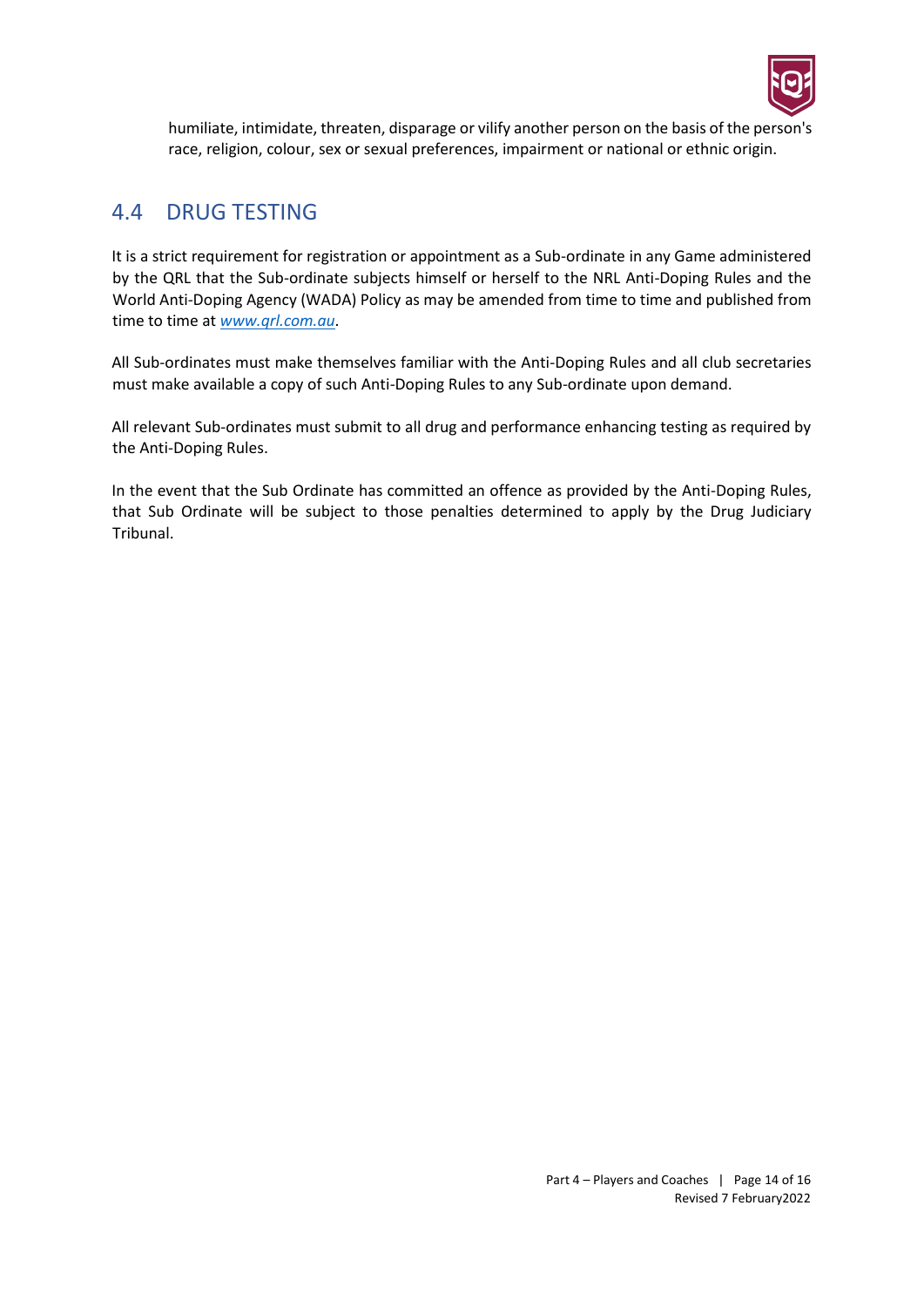humiliate, intimidate, threaten, disparage or vilify another person on the basis of the person's race, religion, colour, sex or sexual preferences, impairment or national or ethnic origin.

## 4.4 DRUG TESTING

It is a strict requirement for registration or appointment as a Sub-ordinate in any Game administered by the QRL that the Sub-ordinate subjects himself or herself to the NRL Anti-Doping Rules and the World Anti-Doping Agency (WADA) Policy as may be amended from time to time and published from time to time at *www.qrl.com.au*.

All Sub-ordinates must make themselves familiar with the Anti-Doping Rules and all club secretaries must make available a copy of such Anti-Doping Rules to any Sub-ordinate upon demand.

All relevant Sub-ordinates must submit to all drug and performance enhancing testing as required by the Anti-Doping Rules.

In the event that the Sub Ordinate has committed an offence as provided by the Anti-Doping Rules, that Sub Ordinate will be subject to those penalties determined to apply by the Drug Judiciary Tribunal.